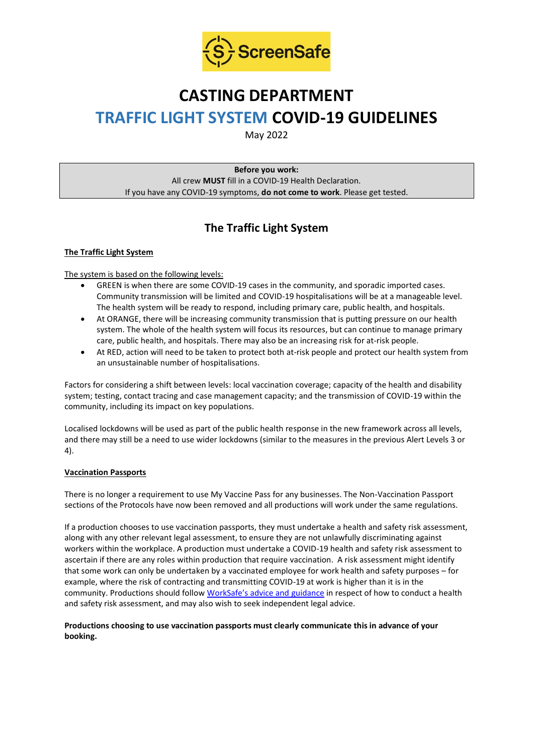# CASTING DEPARTMENT

# TRAFFIC LIGHT SYSTEM COVID-19 GUIDELINES

May 2022

**Before you work:**
All crew **MUST** fill in a COVID-19 Health Declaration.
If you have any COVID-19 symptoms, **do not come to work**. Please get tested.

## The Traffic Light System

### The Traffic Light System

The system is based on the following levels:

- GREEN is when there are some COVID-19 cases in the community, and sporadic imported cases. Community transmission will be limited and COVID-19 hospitalisations will be at a manageable level. The health system will be ready to respond, including primary care, public health, and hospitals.
- At ORANGE, there will be increasing community transmission that is putting pressure on our health system. The whole of the health system will focus its resources, but can continue to manage primary care, public health, and hospitals. There may also be an increasing risk for at-risk people.
- At RED, action will need to be taken to protect both at-risk people and protect our health system from an unsustainable number of hospitalisations.

Factors for considering a shift between levels: local vaccination coverage; capacity of the health and disability system; testing, contact tracing and case management capacity; and the transmission of COVID-19 within the community, including its impact on key populations.

Localised lockdowns will be used as part of the public health response in the new framework across all levels, and there may still be a need to use wider lockdowns (similar to the measures in the previous Alert Levels 3 or 4).

### Vaccination Passports

There is no longer a requirement to use My Vaccine Pass for any businesses. The Non-Vaccination Passport sections of the Protocols have now been removed and all productions will work under the same regulations.

If a production chooses to use vaccination passports, they must undertake a health and safety risk assessment, along with any other relevant legal assessment, to ensure they are not unlawfully discriminating against workers within the workplace. A production must undertake a COVID-19 health and safety risk assessment to ascertain if there are any roles within production that require vaccination. A risk assessment might identify that some work can only be undertaken by a vaccinated employee for work health and safety purposes – for example, where the risk of contracting and transmitting COVID-19 at work is higher than it is in the community. Productions should follow WorkSafe's advice and guidance in respect of how to conduct a health and safety risk assessment, and may also wish to seek independent legal advice.

**Productions choosing to use vaccination passports must clearly communicate this in advance of your booking.**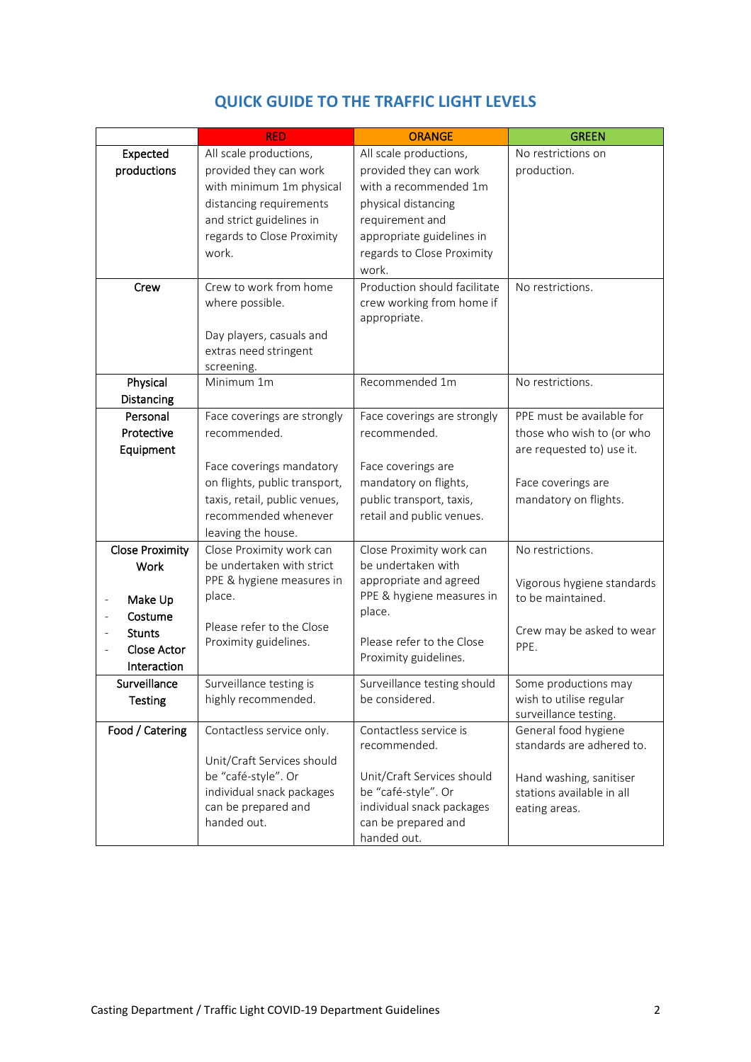## QUICK GUIDE TO THE TRAFFIC LIGHT LEVELS

| | RED | ORANGE | GREEN |
|---|---|---|---|
| **Expected productions** | All scale productions, provided they can work with minimum 1m physical distancing requirements and strict guidelines in regards to Close Proximity work. | All scale productions, provided they can work with a recommended 1m physical distancing requirement and appropriate guidelines in regards to Close Proximity work. | No restrictions on production. |
| **Crew** | Crew to work from home where possible.<br><br>Day players, casuals and extras need stringent screening. | Production should facilitate crew working from home if appropriate. | No restrictions. |
| **Physical Distancing** | Minimum 1m | Recommended 1m | No restrictions. |
| **Personal Protective Equipment** | Face coverings are strongly recommended.<br><br>Face coverings mandatory on flights, public transport, taxis, retail, public venues, recommended whenever leaving the house. | Face coverings are strongly recommended.<br><br>Face coverings are mandatory on flights, public transport, taxis, retail and public venues. | PPE must be available for those who wish to (or who are requested to) use it.<br><br>Face coverings are mandatory on flights. |
| **Close Proximity Work**<br><br>- Make Up<br>- Costume<br>- Stunts<br>- Close Actor Interaction | Close Proximity work can be undertaken with strict PPE & hygiene measures in place.<br><br>Please refer to the Close Proximity guidelines. | Close Proximity work can be undertaken with appropriate and agreed PPE & hygiene measures in place.<br><br>Please refer to the Close Proximity guidelines. | No restrictions.<br><br>Vigorous hygiene standards to be maintained.<br><br>Crew may be asked to wear PPE. |
| **Surveillance Testing** | Surveillance testing is highly recommended. | Surveillance testing should be considered. | Some productions may wish to utilise regular surveillance testing. |
| **Food / Catering** | Contactless service only.<br><br>Unit/Craft Services should be "café-style". Or individual snack packages can be prepared and handed out. | Contactless service is recommended.<br><br>Unit/Craft Services should be "café-style". Or individual snack packages can be prepared and handed out. | General food hygiene standards are adhered to.<br><br>Hand washing, sanitiser stations available in all eating areas. |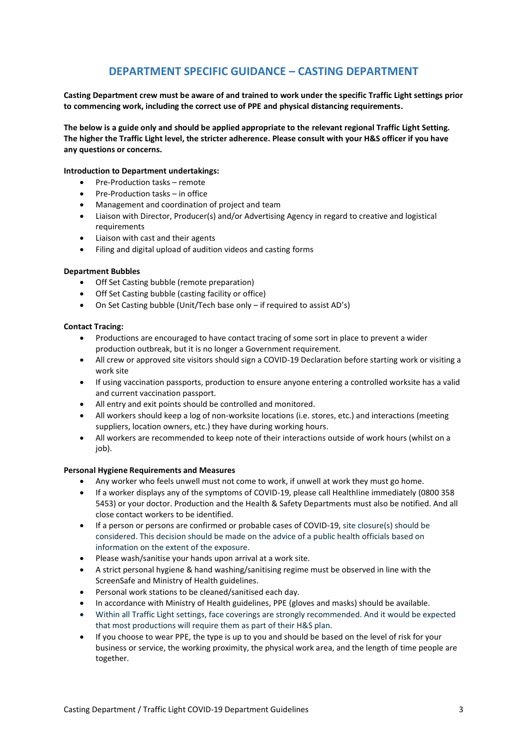## DEPARTMENT SPECIFIC GUIDANCE – CASTING DEPARTMENT

**Casting Department crew must be aware of and trained to work under the specific Traffic Light settings prior to commencing work, including the correct use of PPE and physical distancing requirements.**

**The below is a guide only and should be applied appropriate to the relevant regional Traffic Light Setting. The higher the Traffic Light level, the stricter adherence. Please consult with your H&S officer if you have any questions or concerns.**

**Introduction to Department undertakings:**

- Pre-Production tasks – remote
- Pre-Production tasks – in office
- Management and coordination of project and team
- Liaison with Director, Producer(s) and/or Advertising Agency in regard to creative and logistical requirements
- Liaison with cast and their agents
- Filing and digital upload of audition videos and casting forms

**Department Bubbles**

- Off Set Casting bubble (remote preparation)
- Off Set Casting bubble (casting facility or office)
- On Set Casting bubble (Unit/Tech base only – if required to assist AD's)

**Contact Tracing:**

- Productions are encouraged to have contact tracing of some sort in place to prevent a wider production outbreak, but it is no longer a Government requirement.
- All crew or approved site visitors should sign a COVID-19 Declaration before starting work or visiting a work site
- If using vaccination passports, production to ensure anyone entering a controlled worksite has a valid and current vaccination passport.
- All entry and exit points should be controlled and monitored.
- All workers should keep a log of non-worksite locations (i.e. stores, etc.) and interactions (meeting suppliers, location owners, etc.) they have during working hours.
- All workers are recommended to keep note of their interactions outside of work hours (whilst on a job).

**Personal Hygiene Requirements and Measures**

- Any worker who feels unwell must not come to work, if unwell at work they must go home.
- If a worker displays any of the symptoms of COVID-19, please call Healthline immediately (0800 358 5453) or your doctor. Production and the Health & Safety Departments must also be notified. And all close contact workers to be identified.
- If a person or persons are confirmed or probable cases of COVID-19, site closure(s) should be considered. This decision should be made on the advice of a public health officials based on information on the extent of the exposure.
- Please wash/sanitise your hands upon arrival at a work site.
- A strict personal hygiene & hand washing/sanitising regime must be observed in line with the ScreenSafe and Ministry of Health guidelines.
- Personal work stations to be cleaned/sanitised each day.
- In accordance with Ministry of Health guidelines, PPE (gloves and masks) should be available.
- Within all Traffic Light settings, face coverings are strongly recommended. And it would be expected that most productions will require them as part of their H&S plan.
- If you choose to wear PPE, the type is up to you and should be based on the level of risk for your business or service, the working proximity, the physical work area, and the length of time people are together.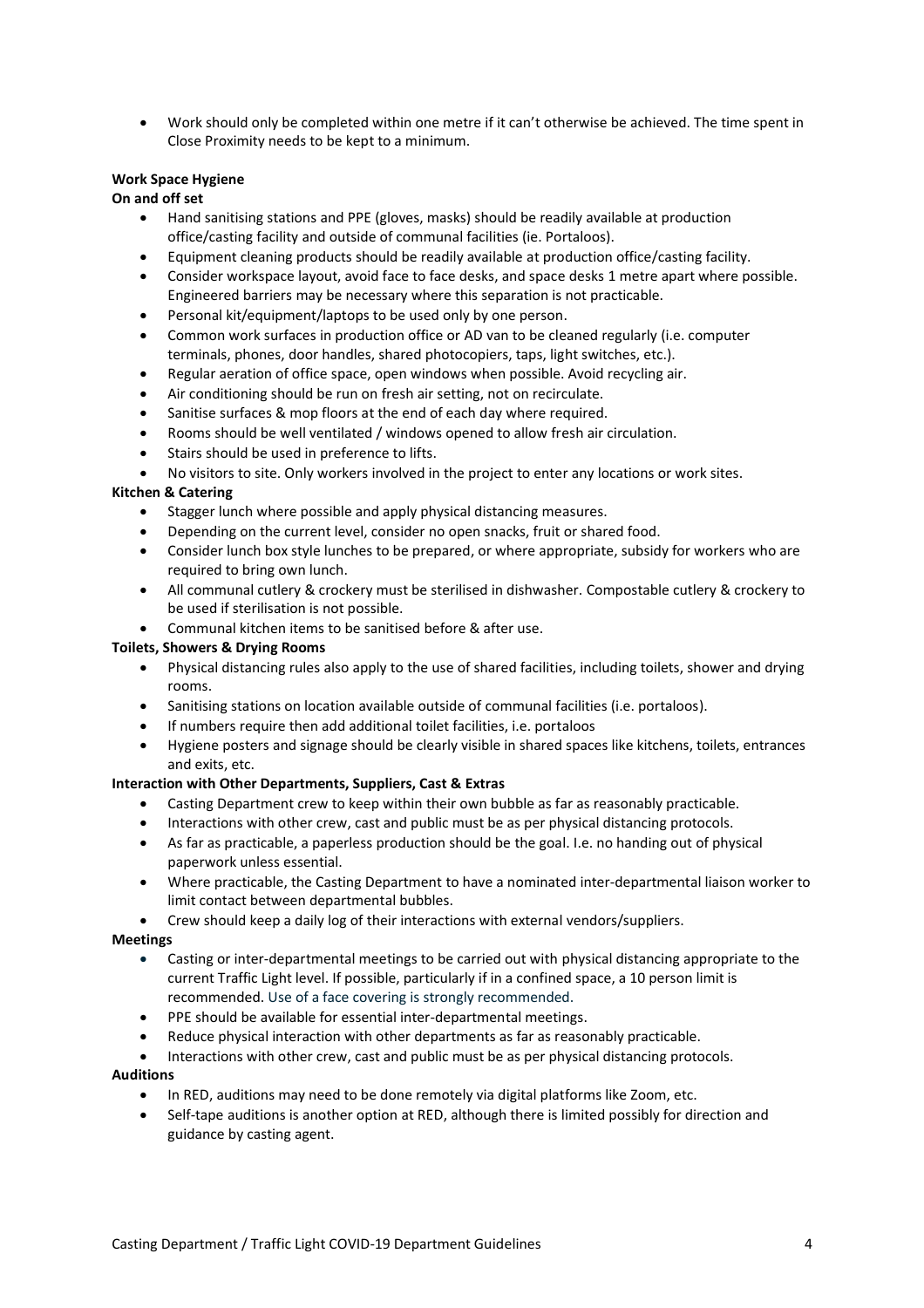- Work should only be completed within one metre if it can't otherwise be achieved. The time spent in Close Proximity needs to be kept to a minimum.

**Work Space Hygiene**

**On and off set**

- Hand sanitising stations and PPE (gloves, masks) should be readily available at production office/casting facility and outside of communal facilities (ie. Portaloos).
- Equipment cleaning products should be readily available at production office/casting facility.
- Consider workspace layout, avoid face to face desks, and space desks 1 metre apart where possible. Engineered barriers may be necessary where this separation is not practicable.
- Personal kit/equipment/laptops to be used only by one person.
- Common work surfaces in production office or AD van to be cleaned regularly (i.e. computer terminals, phones, door handles, shared photocopiers, taps, light switches, etc.).
- Regular aeration of office space, open windows when possible. Avoid recycling air.
- Air conditioning should be run on fresh air setting, not on recirculate.
- Sanitise surfaces & mop floors at the end of each day where required.
- Rooms should be well ventilated / windows opened to allow fresh air circulation.
- Stairs should be used in preference to lifts.
- No visitors to site. Only workers involved in the project to enter any locations or work sites.

**Kitchen & Catering**

- Stagger lunch where possible and apply physical distancing measures.
- Depending on the current level, consider no open snacks, fruit or shared food.
- Consider lunch box style lunches to be prepared, or where appropriate, subsidy for workers who are required to bring own lunch.
- All communal cutlery & crockery must be sterilised in dishwasher. Compostable cutlery & crockery to be used if sterilisation is not possible.
- Communal kitchen items to be sanitised before & after use.

**Toilets, Showers & Drying Rooms**

- Physical distancing rules also apply to the use of shared facilities, including toilets, shower and drying rooms.
- Sanitising stations on location available outside of communal facilities (i.e. portaloos).
- If numbers require then add additional toilet facilities, i.e. portaloos
- Hygiene posters and signage should be clearly visible in shared spaces like kitchens, toilets, entrances and exits, etc.

**Interaction with Other Departments, Suppliers, Cast & Extras**

- Casting Department crew to keep within their own bubble as far as reasonably practicable.
- Interactions with other crew, cast and public must be as per physical distancing protocols.
- As far as practicable, a paperless production should be the goal. I.e. no handing out of physical paperwork unless essential.
- Where practicable, the Casting Department to have a nominated inter-departmental liaison worker to limit contact between departmental bubbles.
- Crew should keep a daily log of their interactions with external vendors/suppliers.

**Meetings**

- Casting or inter-departmental meetings to be carried out with physical distancing appropriate to the current Traffic Light level. If possible, particularly if in a confined space, a 10 person limit is recommended. Use of a face covering is strongly recommended.
- PPE should be available for essential inter-departmental meetings.
- Reduce physical interaction with other departments as far as reasonably practicable.
- Interactions with other crew, cast and public must be as per physical distancing protocols.

**Auditions**

- In RED, auditions may need to be done remotely via digital platforms like Zoom, etc.
- Self-tape auditions is another option at RED, although there is limited possibly for direction and guidance by casting agent.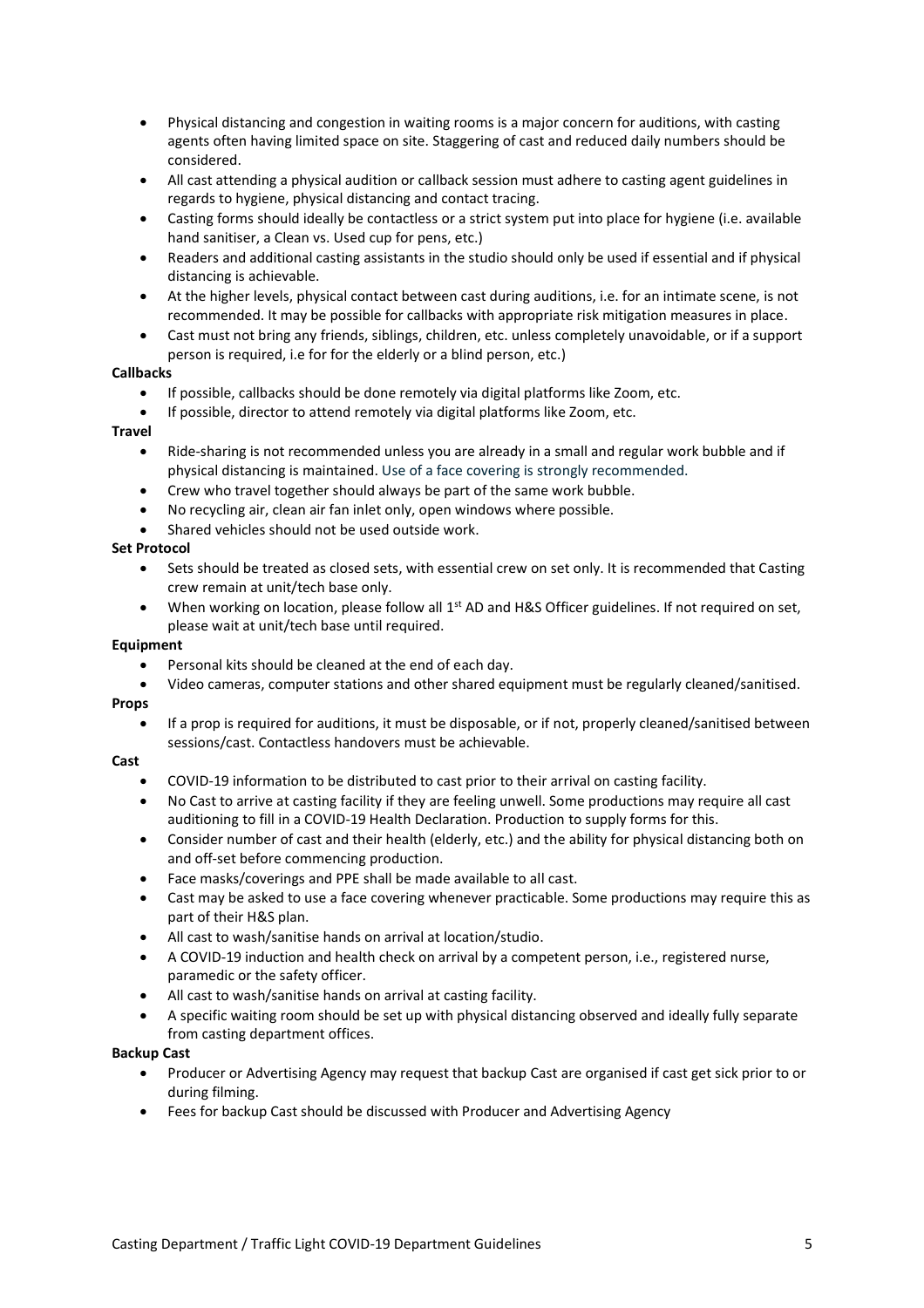- Physical distancing and congestion in waiting rooms is a major concern for auditions, with casting agents often having limited space on site. Staggering of cast and reduced daily numbers should be considered.
- All cast attending a physical audition or callback session must adhere to casting agent guidelines in regards to hygiene, physical distancing and contact tracing.
- Casting forms should ideally be contactless or a strict system put into place for hygiene (i.e. available hand sanitiser, a Clean vs. Used cup for pens, etc.)
- Readers and additional casting assistants in the studio should only be used if essential and if physical distancing is achievable.
- At the higher levels, physical contact between cast during auditions, i.e. for an intimate scene, is not recommended. It may be possible for callbacks with appropriate risk mitigation measures in place.
- Cast must not bring any friends, siblings, children, etc. unless completely unavoidable, or if a support person is required, i.e for for the elderly or a blind person, etc.)

**Callbacks**

- If possible, callbacks should be done remotely via digital platforms like Zoom, etc.
- If possible, director to attend remotely via digital platforms like Zoom, etc.

**Travel**

- Ride-sharing is not recommended unless you are already in a small and regular work bubble and if physical distancing is maintained. Use of a face covering is strongly recommended.
- Crew who travel together should always be part of the same work bubble.
- No recycling air, clean air fan inlet only, open windows where possible.
- Shared vehicles should not be used outside work.

**Set Protocol**

- Sets should be treated as closed sets, with essential crew on set only. It is recommended that Casting crew remain at unit/tech base only.
- When working on location, please follow all 1st AD and H&S Officer guidelines. If not required on set, please wait at unit/tech base until required.

**Equipment**

- Personal kits should be cleaned at the end of each day.
- Video cameras, computer stations and other shared equipment must be regularly cleaned/sanitised.

**Props**

- If a prop is required for auditions, it must be disposable, or if not, properly cleaned/sanitised between sessions/cast. Contactless handovers must be achievable.

**Cast**

- COVID-19 information to be distributed to cast prior to their arrival on casting facility.
- No Cast to arrive at casting facility if they are feeling unwell. Some productions may require all cast auditioning to fill in a COVID-19 Health Declaration. Production to supply forms for this.
- Consider number of cast and their health (elderly, etc.) and the ability for physical distancing both on and off-set before commencing production.
- Face masks/coverings and PPE shall be made available to all cast.
- Cast may be asked to use a face covering whenever practicable. Some productions may require this as part of their H&S plan.
- All cast to wash/sanitise hands on arrival at location/studio.
- A COVID-19 induction and health check on arrival by a competent person, i.e., registered nurse, paramedic or the safety officer.
- All cast to wash/sanitise hands on arrival at casting facility.
- A specific waiting room should be set up with physical distancing observed and ideally fully separate from casting department offices.

**Backup Cast**

- Producer or Advertising Agency may request that backup Cast are organised if cast get sick prior to or during filming.
- Fees for backup Cast should be discussed with Producer and Advertising Agency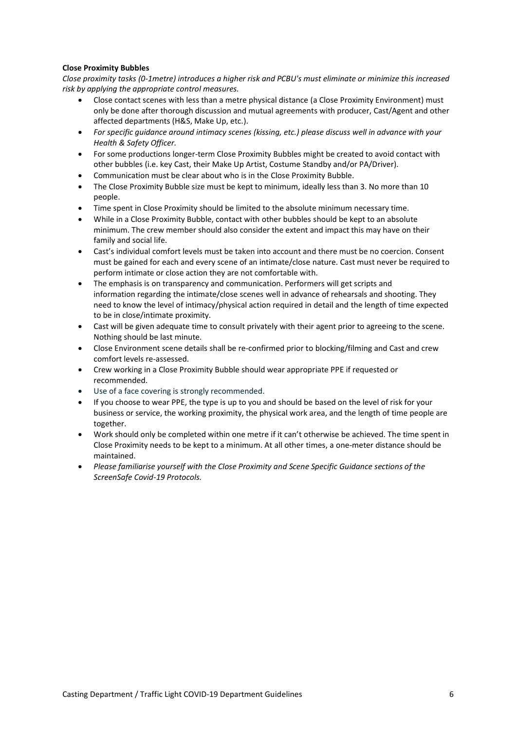**Close Proximity Bubbles**

*Close proximity tasks (0-1metre) introduces a higher risk and PCBU's must eliminate or minimize this increased risk by applying the appropriate control measures.*

- Close contact scenes with less than a metre physical distance (a Close Proximity Environment) must only be done after thorough discussion and mutual agreements with producer, Cast/Agent and other affected departments (H&S, Make Up, etc.).
- *For specific guidance around intimacy scenes (kissing, etc.) please discuss well in advance with your Health & Safety Officer.*
- For some productions longer-term Close Proximity Bubbles might be created to avoid contact with other bubbles (i.e. key Cast, their Make Up Artist, Costume Standby and/or PA/Driver).
- Communication must be clear about who is in the Close Proximity Bubble.
- The Close Proximity Bubble size must be kept to minimum, ideally less than 3. No more than 10 people.
- Time spent in Close Proximity should be limited to the absolute minimum necessary time.
- While in a Close Proximity Bubble, contact with other bubbles should be kept to an absolute minimum. The crew member should also consider the extent and impact this may have on their family and social life.
- Cast's individual comfort levels must be taken into account and there must be no coercion. Consent must be gained for each and every scene of an intimate/close nature. Cast must never be required to perform intimate or close action they are not comfortable with.
- The emphasis is on transparency and communication. Performers will get scripts and information regarding the intimate/close scenes well in advance of rehearsals and shooting. They need to know the level of intimacy/physical action required in detail and the length of time expected to be in close/intimate proximity.
- Cast will be given adequate time to consult privately with their agent prior to agreeing to the scene. Nothing should be last minute.
- Close Environment scene details shall be re-confirmed prior to blocking/filming and Cast and crew comfort levels re-assessed.
- Crew working in a Close Proximity Bubble should wear appropriate PPE if requested or recommended.
- Use of a face covering is strongly recommended.
- If you choose to wear PPE, the type is up to you and should be based on the level of risk for your business or service, the working proximity, the physical work area, and the length of time people are together.
- Work should only be completed within one metre if it can't otherwise be achieved. The time spent in Close Proximity needs to be kept to a minimum. At all other times, a one-meter distance should be maintained.
- *Please familiarise yourself with the Close Proximity and Scene Specific Guidance sections of the ScreenSafe Covid-19 Protocols.*